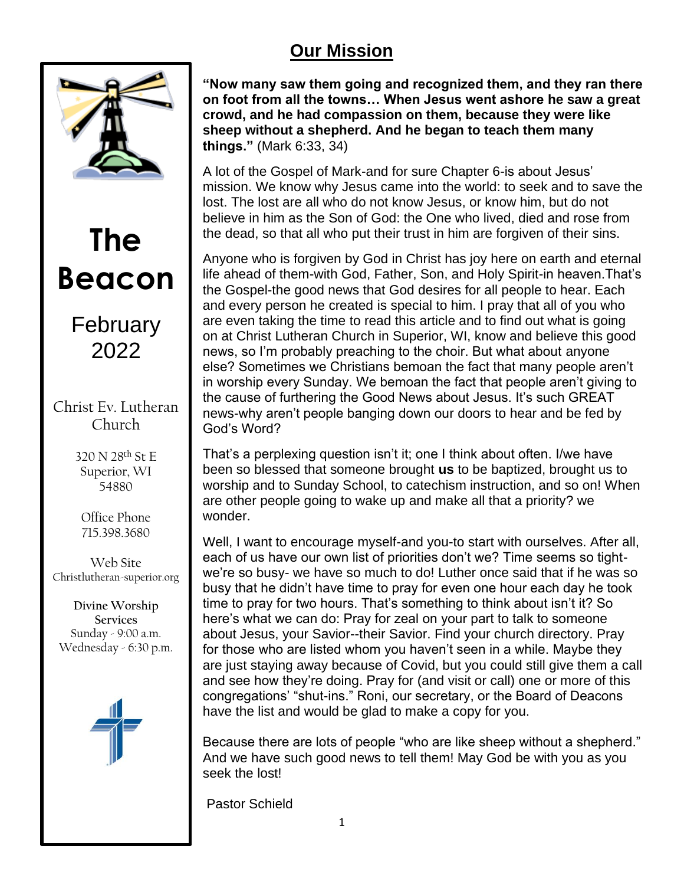# The Beacon

February 2022

Christ Ev. Lutheran Church

320 N 28th St E
Superior, WI
54880

Office Phone
715.398.3680

Web Site
Christlutheran-superior.org

**Divine Worship Services**
Sunday - 9:00 a.m.
Wednesday - 6:30 p.m.

## Our Mission

**"Now many saw them going and recognized them, and they ran there on foot from all the towns… When Jesus went ashore he saw a great crowd, and he had compassion on them, because they were like sheep without a shepherd. And he began to teach them many things."** (Mark 6:33, 34)

A lot of the Gospel of Mark-and for sure Chapter 6-is about Jesus' mission. We know why Jesus came into the world: to seek and to save the lost. The lost are all who do not know Jesus, or know him, but do not believe in him as the Son of God: the One who lived, died and rose from the dead, so that all who put their trust in him are forgiven of their sins.

Anyone who is forgiven by God in Christ has joy here on earth and eternal life ahead of them-with God, Father, Son, and Holy Spirit-in heaven.That's the Gospel-the good news that God desires for all people to hear. Each and every person he created is special to him. I pray that all of you who are even taking the time to read this article and to find out what is going on at Christ Lutheran Church in Superior, WI, know and believe this good news, so I'm probably preaching to the choir. But what about anyone else? Sometimes we Christians bemoan the fact that many people aren't in worship every Sunday. We bemoan the fact that people aren't giving to the cause of furthering the Good News about Jesus. It's such GREAT news-why aren't people banging down our doors to hear and be fed by God's Word?

That's a perplexing question isn't it; one I think about often. I/we have been so blessed that someone brought **us** to be baptized, brought us to worship and to Sunday School, to catechism instruction, and so on! When are other people going to wake up and make all that a priority? we wonder.

Well, I want to encourage myself-and you-to start with ourselves. After all, each of us have our own list of priorities don't we? Time seems so tight-we're so busy- we have so much to do! Luther once said that if he was so busy that he didn't have time to pray for even one hour each day he took time to pray for two hours. That's something to think about isn't it? So here's what we can do: Pray for zeal on your part to talk to someone about Jesus, your Savior--their Savior. Find your church directory. Pray for those who are listed whom you haven't seen in a while. Maybe they are just staying away because of Covid, but you could still give them a call and see how they're doing. Pray for (and visit or call) one or more of this congregations' "shut-ins." Roni, our secretary, or the Board of Deacons have the list and would be glad to make a copy for you.

Because there are lots of people "who are like sheep without a shepherd." And we have such good news to tell them! May God be with you as you seek the lost!

Pastor Schield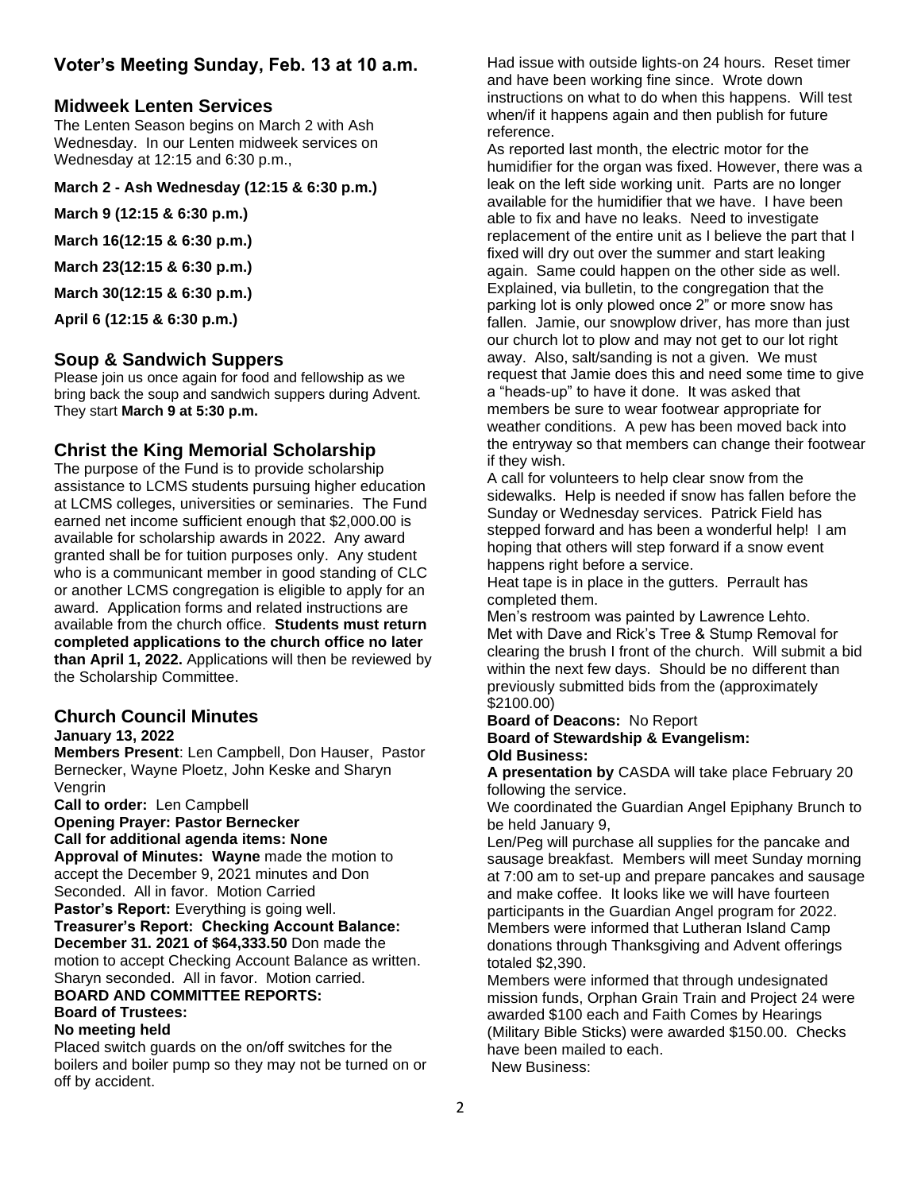## Voter's Meeting Sunday, Feb. 13 at 10 a.m.

## Midweek Lenten Services

The Lenten Season begins on March 2 with Ash Wednesday. In our Lenten midweek services on Wednesday at 12:15 and 6:30 p.m.,

**March 2 - Ash Wednesday (12:15 & 6:30 p.m.)**

**March 9 (12:15 & 6:30 p.m.)**

**March 16(12:15 & 6:30 p.m.)**

**March 23(12:15 & 6:30 p.m.)**

**March 30(12:15 & 6:30 p.m.)**

**April 6 (12:15 & 6:30 p.m.)**

## Soup & Sandwich Suppers

Please join us once again for food and fellowship as we bring back the soup and sandwich suppers during Advent. They start **March 9 at 5:30 p.m.**

## Christ the King Memorial Scholarship

The purpose of the Fund is to provide scholarship assistance to LCMS students pursuing higher education at LCMS colleges, universities or seminaries. The Fund earned net income sufficient enough that $2,000.00 is available for scholarship awards in 2022. Any award granted shall be for tuition purposes only. Any student who is a communicant member in good standing of CLC or another LCMS congregation is eligible to apply for an award. Application forms and related instructions are available from the church office. **Students must return completed applications to the church office no later than April 1, 2022.** Applications will then be reviewed by the Scholarship Committee.

## Church Council Minutes

**January 13, 2022**

**Members Present**: Len Campbell, Don Hauser, Pastor Bernecker, Wayne Ploetz, John Keske and Sharyn Vengrin

**Call to order:** Len Campbell

**Opening Prayer: Pastor Bernecker**

**Call for additional agenda items: None**

**Approval of Minutes: Wayne** made the motion to accept the December 9, 2021 minutes and Don Seconded. All in favor. Motion Carried

**Pastor's Report:** Everything is going well.

**Treasurer's Report: Checking Account Balance: December 31. 2021 of $64,333.50** Don made the motion to accept Checking Account Balance as written. Sharyn seconded. All in favor. Motion carried.

**BOARD AND COMMITTEE REPORTS:**

**Board of Trustees:**

**No meeting held**

Placed switch guards on the on/off switches for the boilers and boiler pump so they may not be turned on or off by accident.

Had issue with outside lights-on 24 hours. Reset timer and have been working fine since. Wrote down instructions on what to do when this happens. Will test when/if it happens again and then publish for future reference.

As reported last month, the electric motor for the humidifier for the organ was fixed. However, there was a leak on the left side working unit. Parts are no longer available for the humidifier that we have. I have been able to fix and have no leaks. Need to investigate replacement of the entire unit as I believe the part that I fixed will dry out over the summer and start leaking again. Same could happen on the other side as well. Explained, via bulletin, to the congregation that the parking lot is only plowed once 2" or more snow has fallen. Jamie, our snowplow driver, has more than just our church lot to plow and may not get to our lot right away. Also, salt/sanding is not a given. We must request that Jamie does this and need some time to give a "heads-up" to have it done. It was asked that members be sure to wear footwear appropriate for weather conditions. A pew has been moved back into the entryway so that members can change their footwear if they wish.

A call for volunteers to help clear snow from the sidewalks. Help is needed if snow has fallen before the Sunday or Wednesday services. Patrick Field has stepped forward and has been a wonderful help! I am hoping that others will step forward if a snow event happens right before a service.

Heat tape is in place in the gutters. Perrault has completed them.

Men's restroom was painted by Lawrence Lehto.

Met with Dave and Rick's Tree & Stump Removal for clearing the brush I front of the church. Will submit a bid within the next few days. Should be no different than previously submitted bids from the (approximately $2100.00)

**Board of Deacons:** No Report

**Board of Stewardship & Evangelism:**

**Old Business:**

**A presentation by** CASDA will take place February 20 following the service.

We coordinated the Guardian Angel Epiphany Brunch to be held January 9,

Len/Peg will purchase all supplies for the pancake and sausage breakfast. Members will meet Sunday morning at 7:00 am to set-up and prepare pancakes and sausage and make coffee. It looks like we will have fourteen participants in the Guardian Angel program for 2022.

Members were informed that Lutheran Island Camp donations through Thanksgiving and Advent offerings totaled $2,390.

Members were informed that through undesignated mission funds, Orphan Grain Train and Project 24 were awarded $100 each and Faith Comes by Hearings (Military Bible Sticks) were awarded $150.00. Checks have been mailed to each.

New Business: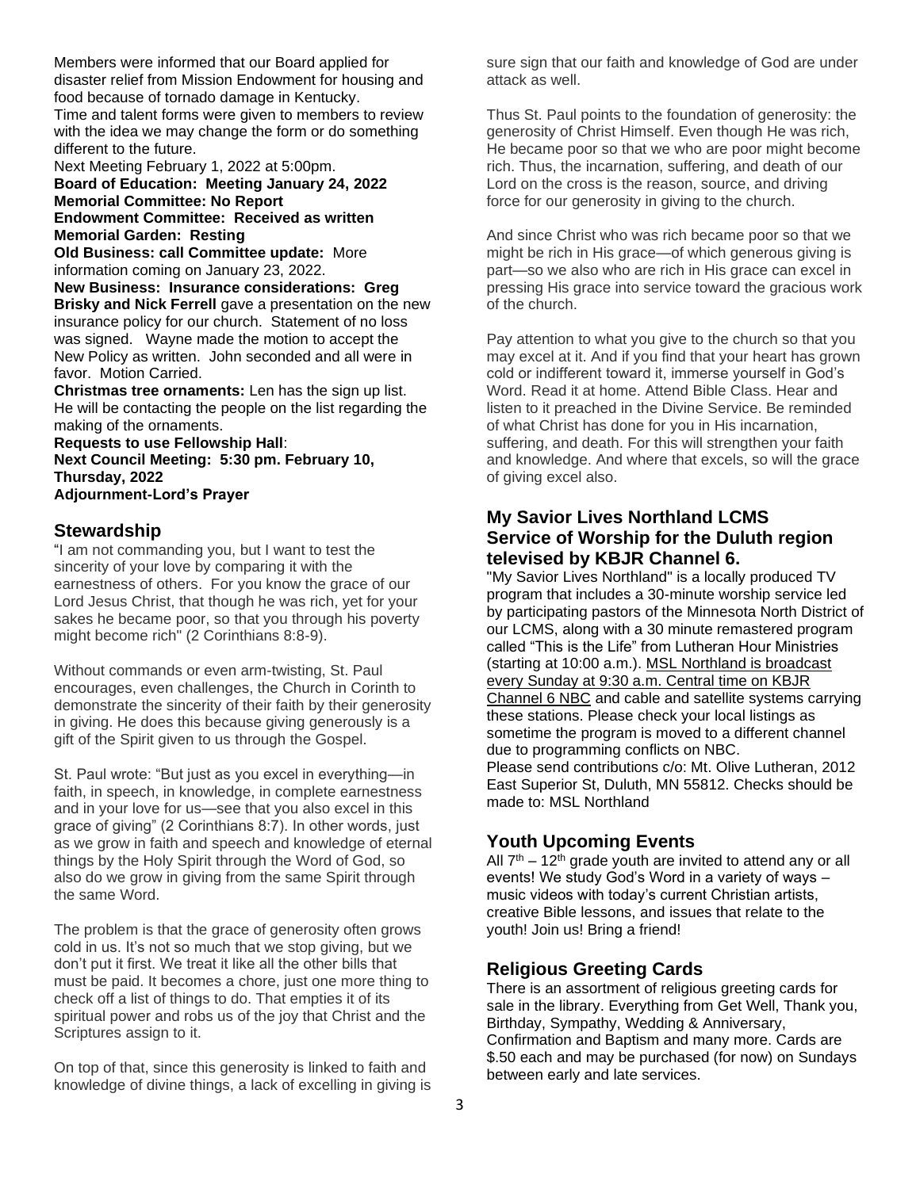Members were informed that our Board applied for disaster relief from Mission Endowment for housing and food because of tornado damage in Kentucky.
Time and talent forms were given to members to review with the idea we may change the form or do something different to the future.
Next Meeting February 1, 2022 at 5:00pm.
**Board of Education: Meeting January 24, 2022**
**Memorial Committee: No Report**
**Endowment Committee: Received as written**
**Memorial Garden: Resting**
**Old Business: call Committee update:** More information coming on January 23, 2022.
**New Business: Insurance considerations: Greg Brisky and Nick Ferrell** gave a presentation on the new insurance policy for our church. Statement of no loss was signed. Wayne made the motion to accept the New Policy as written. John seconded and all were in favor. Motion Carried.
**Christmas tree ornaments:** Len has the sign up list. He will be contacting the people on the list regarding the making of the ornaments.
**Requests to use Fellowship Hall**:
**Next Council Meeting: 5:30 pm. February 10, Thursday, 2022**
**Adjournment-Lord's Prayer**

## Stewardship

"I am not commanding you, but I want to test the sincerity of your love by comparing it with the earnestness of others. For you know the grace of our Lord Jesus Christ, that though he was rich, yet for your sakes he became poor, so that you through his poverty might become rich" (2 Corinthians 8:8-9).

Without commands or even arm-twisting, St. Paul encourages, even challenges, the Church in Corinth to demonstrate the sincerity of their faith by their generosity in giving. He does this because giving generously is a gift of the Spirit given to us through the Gospel.

St. Paul wrote: "But just as you excel in everything—in faith, in speech, in knowledge, in complete earnestness and in your love for us—see that you also excel in this grace of giving" (2 Corinthians 8:7). In other words, just as we grow in faith and speech and knowledge of eternal things by the Holy Spirit through the Word of God, so also do we grow in giving from the same Spirit through the same Word.

The problem is that the grace of generosity often grows cold in us. It's not so much that we stop giving, but we don't put it first. We treat it like all the other bills that must be paid. It becomes a chore, just one more thing to check off a list of things to do. That empties it of its spiritual power and robs us of the joy that Christ and the Scriptures assign to it.

On top of that, since this generosity is linked to faith and knowledge of divine things, a lack of excelling in giving is sure sign that our faith and knowledge of God are under attack as well.

Thus St. Paul points to the foundation of generosity: the generosity of Christ Himself. Even though He was rich, He became poor so that we who are poor might become rich. Thus, the incarnation, suffering, and death of our Lord on the cross is the reason, source, and driving force for our generosity in giving to the church.

And since Christ who was rich became poor so that we might be rich in His grace—of which generous giving is part—so we also who are rich in His grace can excel in pressing His grace into service toward the gracious work of the church.

Pay attention to what you give to the church so that you may excel at it. And if you find that your heart has grown cold or indifferent toward it, immerse yourself in God's Word. Read it at home. Attend Bible Class. Hear and listen to it preached in the Divine Service. Be reminded of what Christ has done for you in His incarnation, suffering, and death. For this will strengthen your faith and knowledge. And where that excels, so will the grace of giving excel also.

## My Savior Lives Northland LCMS Service of Worship for the Duluth region televised by KBJR Channel 6.

"My Savior Lives Northland" is a locally produced TV program that includes a 30-minute worship service led by participating pastors of the Minnesota North District of our LCMS, along with a 30 minute remastered program called "This is the Life" from Lutheran Hour Ministries (starting at 10:00 a.m.). MSL Northland is broadcast every Sunday at 9:30 a.m. Central time on KBJR Channel 6 NBC and cable and satellite systems carrying these stations. Please check your local listings as sometime the program is moved to a different channel due to programming conflicts on NBC.
Please send contributions c/o: Mt. Olive Lutheran, 2012 East Superior St, Duluth, MN 55812. Checks should be made to: MSL Northland

## Youth Upcoming Events

All 7th – 12th grade youth are invited to attend any or all events! We study God's Word in a variety of ways – music videos with today's current Christian artists, creative Bible lessons, and issues that relate to the youth! Join us! Bring a friend!

## Religious Greeting Cards

There is an assortment of religious greeting cards for sale in the library. Everything from Get Well, Thank you, Birthday, Sympathy, Wedding & Anniversary, Confirmation and Baptism and many more. Cards are $.50 each and may be purchased (for now) on Sundays between early and late services.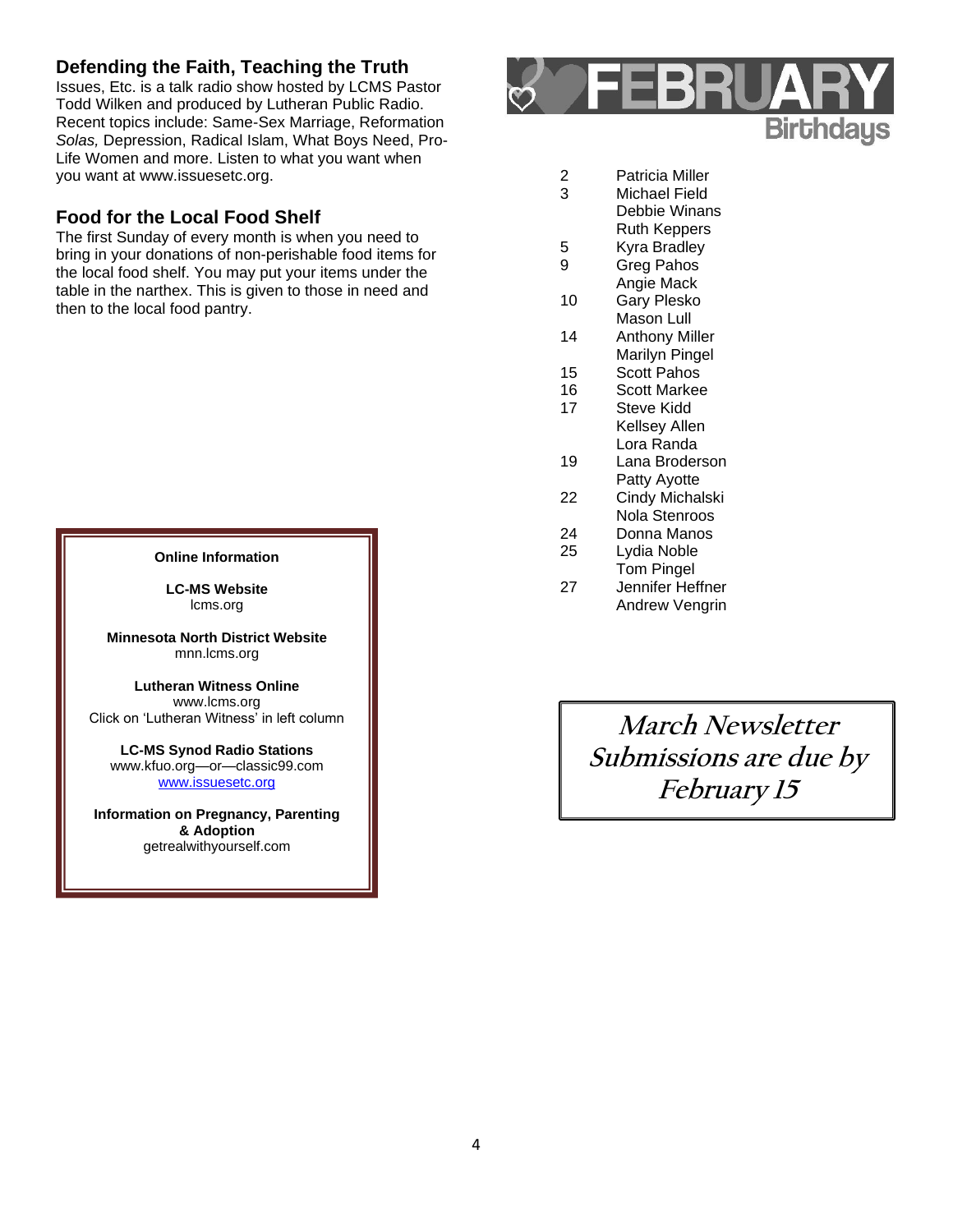## Defending the Faith, Teaching the Truth

Issues, Etc. is a talk radio show hosted by LCMS Pastor Todd Wilken and produced by Lutheran Public Radio. Recent topics include: Same-Sex Marriage, Reformation *Solas,* Depression, Radical Islam, What Boys Need, Pro-Life Women and more. Listen to what you want when you want at www.issuesetc.org.

## Food for the Local Food Shelf

The first Sunday of every month is when you need to bring in your donations of non-perishable food items for the local food shelf. You may put your items under the table in the narthex. This is given to those in need and then to the local food pantry.

**Online Information**

**LC-MS Website**
lcms.org

**Minnesota North District Website**
mnn.lcms.org

**Lutheran Witness Online**
www.lcms.org
Click on 'Lutheran Witness' in left column

**LC-MS Synod Radio Stations**
www.kfuo.org—or—classic99.com
www.issuesetc.org

**Information on Pregnancy, Parenting & Adoption**
getrealwithyourself.com

# FEBRUARY Birthdays

| | |
|---|---|
| 2 | Patricia Miller |
| 3 | Michael Field |
| | Debbie Winans |
| | Ruth Keppers |
| 5 | Kyra Bradley |
| 9 | Greg Pahos |
| | Angie Mack |
| 10 | Gary Plesko |
| | Mason Lull |
| 14 | Anthony Miller |
| | Marilyn Pingel |
| 15 | Scott Pahos |
| 16 | Scott Markee |
| 17 | Steve Kidd |
| | Kellsey Allen |
| | Lora Randa |
| 19 | Lana Broderson |
| | Patty Ayotte |
| 22 | Cindy Michalski |
| | Nola Stenroos |
| 24 | Donna Manos |
| 25 | Lydia Noble |
| | Tom Pingel |
| 27 | Jennifer Heffner |
| | Andrew Vengrin |

*March Newsletter Submissions are due by February 15*